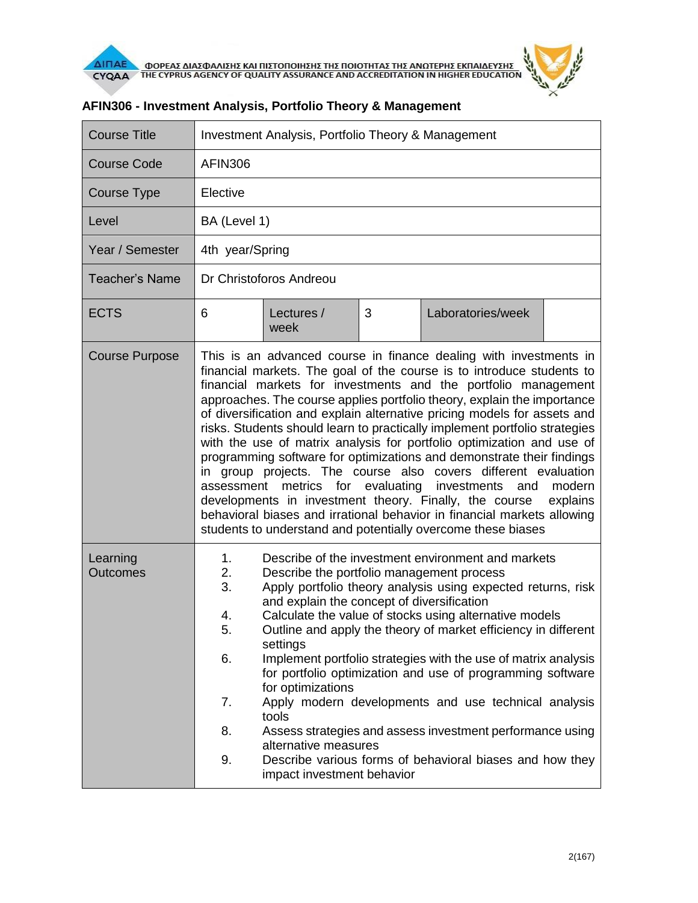## AFIN306 - Investment Analysis, Portfolio Theory & Management

| Course Title | Investment Analysis, Portfolio Theory & Management | | | | |
|---|---|---|---|---|---|
| Course Code | AFIN306 | | | | |
| Course Type | Elective | | | | |
| Level | BA (Level 1) | | | | |
| Year / Semester | 4th year/Spring | | | | |
| Teacher's Name | Dr Christoforos Andreou | | | | |
| ECTS | 6 | Lectures / week | 3 | Laboratories/week | |
| Course Purpose | This is an advanced course in finance dealing with investments in financial markets. The goal of the course is to introduce students to financial markets for investments and the portfolio management approaches. The course applies portfolio theory, explain the importance of diversification and explain alternative pricing models for assets and risks. Students should learn to practically implement portfolio strategies with the use of matrix analysis for portfolio optimization and use of programming software for optimizations and demonstrate their findings in group projects. The course also covers different evaluation assessment metrics for evaluating investments and modern developments in investment theory. Finally, the course explains behavioral biases and irrational behavior in financial markets allowing students to understand and potentially overcome these biases | | | | |
| Learning Outcomes | 1. Describe of the investment environment and markets<br>2. Describe the portfolio management process<br>3. Apply portfolio theory analysis using expected returns, risk and explain the concept of diversification<br>4. Calculate the value of stocks using alternative models<br>5. Outline and apply the theory of market efficiency in different settings<br>6. Implement portfolio strategies with the use of matrix analysis for portfolio optimization and use of programming software for optimizations<br>7. Apply modern developments and use technical analysis tools<br>8. Assess strategies and assess investment performance using alternative measures<br>9. Describe various forms of behavioral biases and how they impact investment behavior | | | | |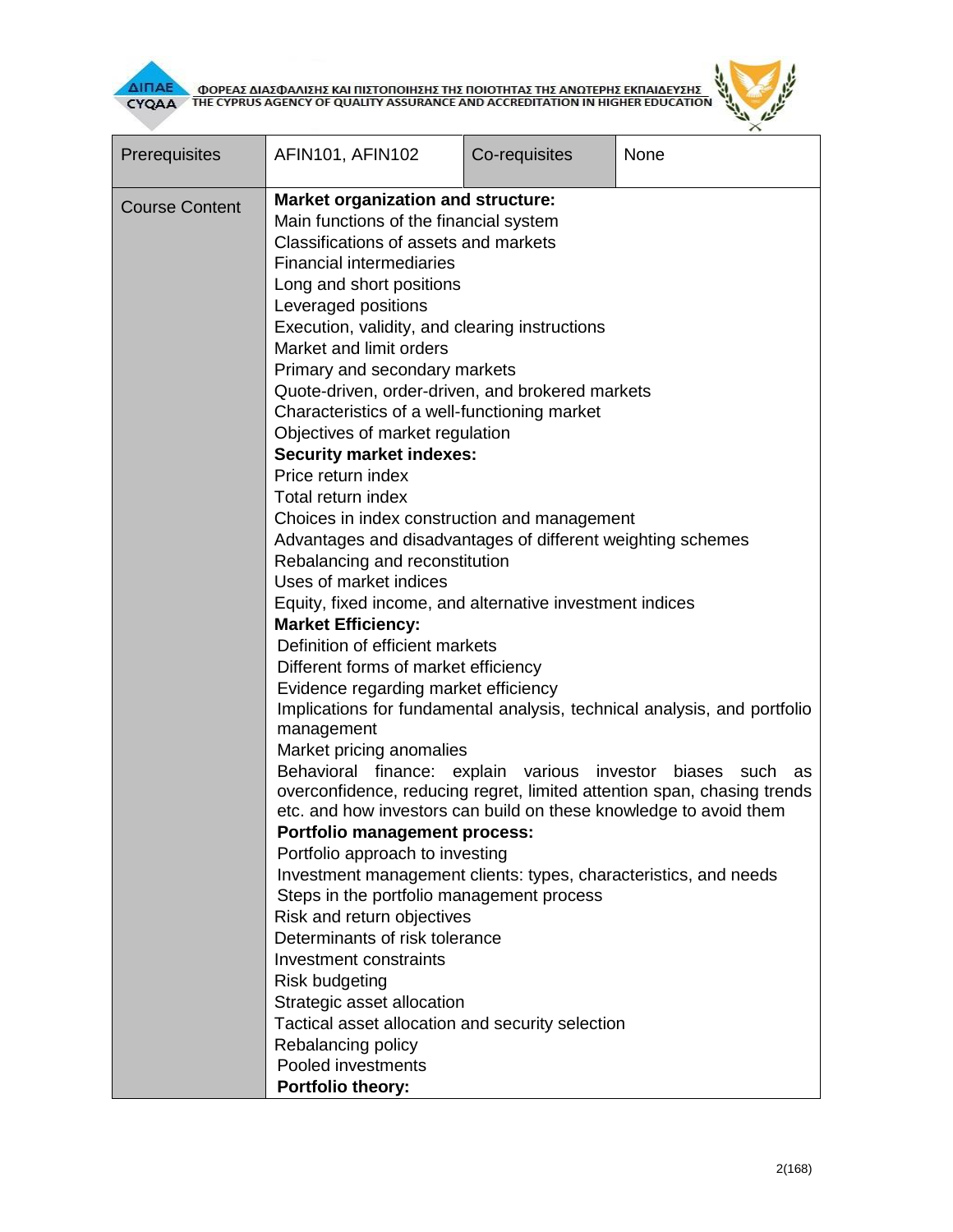| Prerequisites | AFIN101, AFIN102 | Co-requisites | None |
|---|---|---|---|
| Course Content | **Market organization and structure:**<br>Main functions of the financial system<br>Classifications of assets and markets<br>Financial intermediaries<br>Long and short positions<br>Leveraged positions<br>Execution, validity, and clearing instructions<br>Market and limit orders<br>Primary and secondary markets<br>Quote-driven, order-driven, and brokered markets<br>Characteristics of a well-functioning market<br>Objectives of market regulation<br>**Security market indexes:**<br>Price return index<br>Total return index<br>Choices in index construction and management<br>Advantages and disadvantages of different weighting schemes<br>Rebalancing and reconstitution<br>Uses of market indices<br>Equity, fixed income, and alternative investment indices<br>**Market Efficiency:**<br>Definition of efficient markets<br>Different forms of market efficiency<br>Evidence regarding market efficiency<br>Implications for fundamental analysis, technical analysis, and portfolio management<br>Market pricing anomalies<br>Behavioral finance: explain various investor biases such as overconfidence, reducing regret, limited attention span, chasing trends etc. and how investors can build on these knowledge to avoid them<br>**Portfolio management process:**<br>Portfolio approach to investing<br>Investment management clients: types, characteristics, and needs<br>Steps in the portfolio management process<br>Risk and return objectives<br>Determinants of risk tolerance<br>Investment constraints<br>Risk budgeting<br>Strategic asset allocation<br>Tactical asset allocation and security selection<br>Rebalancing policy<br>Pooled investments<br>**Portfolio theory:** | | |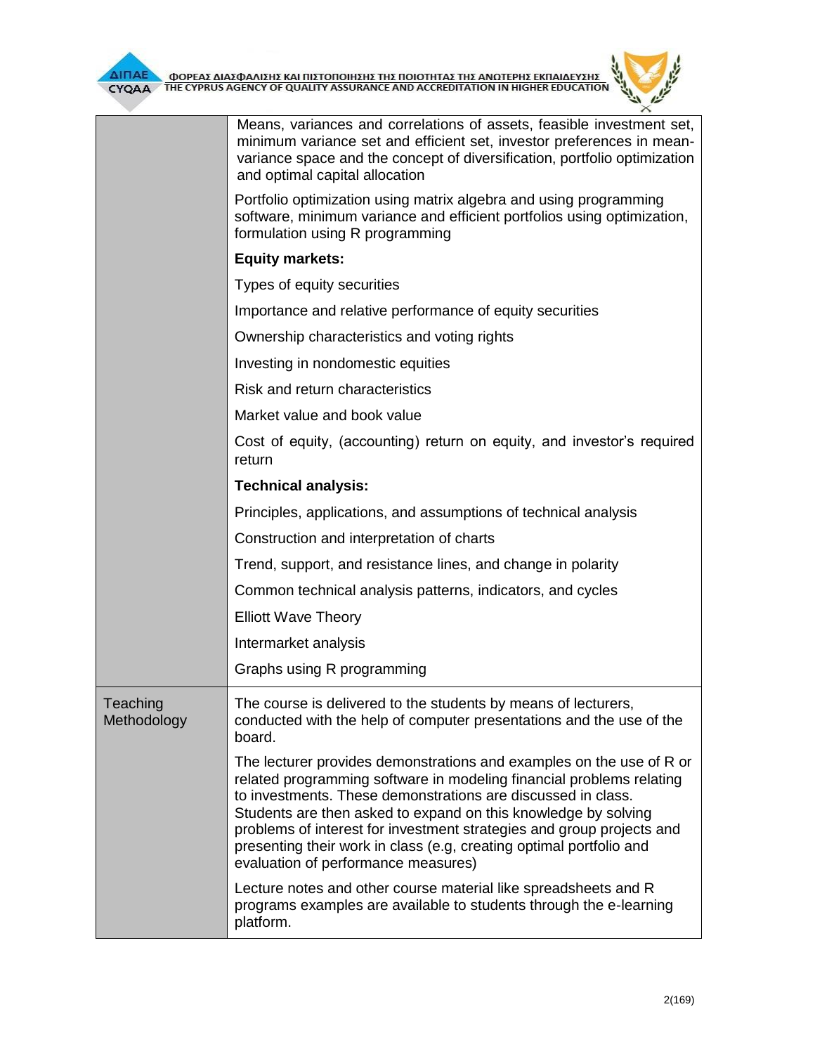| | |
|---|---|
| | Means, variances and correlations of assets, feasible investment set, minimum variance set and efficient set, investor preferences in mean-variance space and the concept of diversification, portfolio optimization and optimal capital allocation<br><br>Portfolio optimization using matrix algebra and using programming software, minimum variance and efficient portfolios using optimization, formulation using R programming<br><br>**Equity markets:**<br><br>Types of equity securities<br><br>Importance and relative performance of equity securities<br><br>Ownership characteristics and voting rights<br><br>Investing in nondomestic equities<br><br>Risk and return characteristics<br><br>Market value and book value<br><br>Cost of equity, (accounting) return on equity, and investor's required return<br><br>**Technical analysis:**<br><br>Principles, applications, and assumptions of technical analysis<br><br>Construction and interpretation of charts<br><br>Trend, support, and resistance lines, and change in polarity<br><br>Common technical analysis patterns, indicators, and cycles<br><br>Elliott Wave Theory<br><br>Intermarket analysis<br><br>Graphs using R programming |
| Teaching Methodology | The course is delivered to the students by means of lecturers, conducted with the help of computer presentations and the use of the board.<br><br>The lecturer provides demonstrations and examples on the use of R or related programming software in modeling financial problems relating to investments. These demonstrations are discussed in class. Students are then asked to expand on this knowledge by solving problems of interest for investment strategies and group projects and presenting their work in class (e.g, creating optimal portfolio and evaluation of performance measures)<br><br>Lecture notes and other course material like spreadsheets and R programs examples are available to students through the e-learning platform. |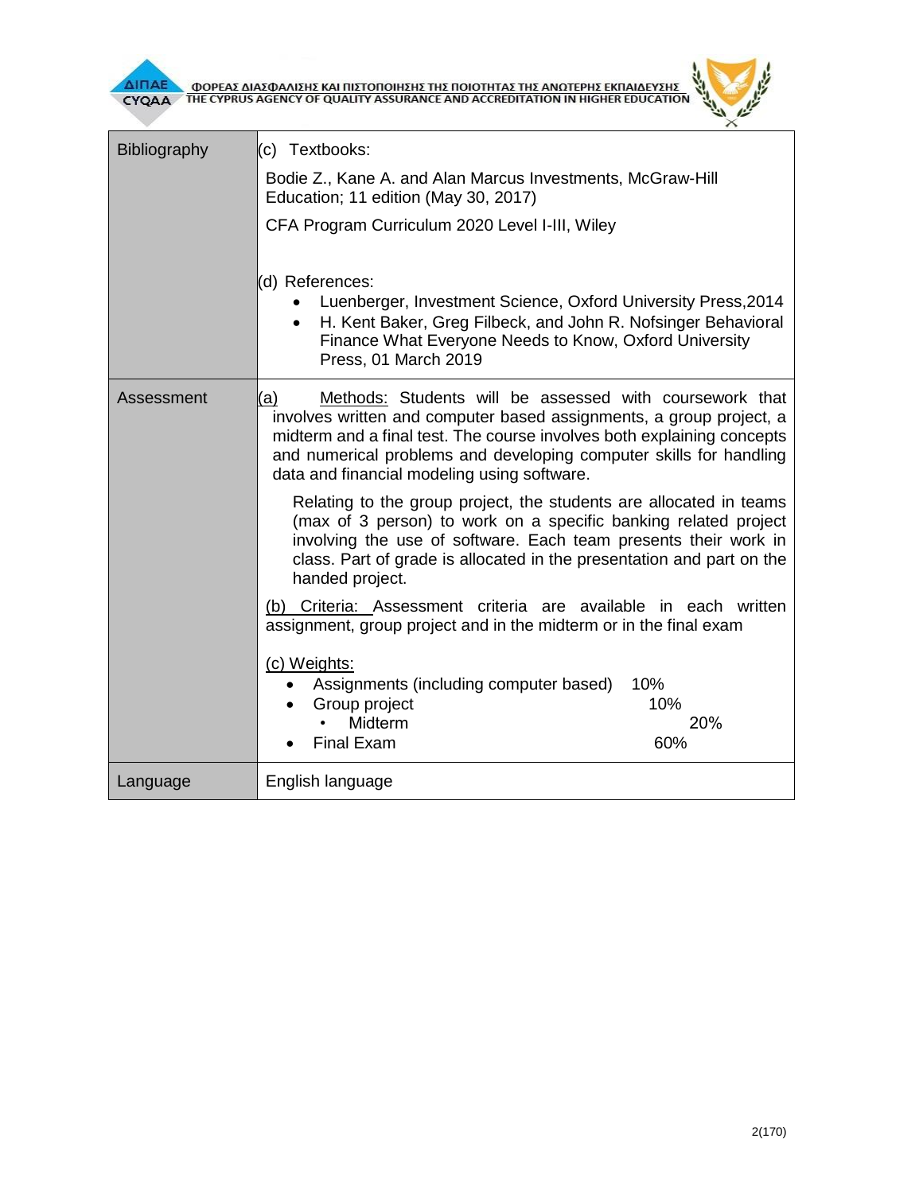| | |
|---|---|
| Bibliography | (c) Textbooks:<br><br>Bodie Z., Kane A. and Alan Marcus Investments, McGraw-Hill Education; 11 edition (May 30, 2017)<br><br>CFA Program Curriculum 2020 Level I-III, Wiley<br><br>(d) References:<br>• Luenberger, Investment Science, Oxford University Press,2014<br>• H. Kent Baker, Greg Filbeck, and John R. Nofsinger Behavioral Finance What Everyone Needs to Know, Oxford University Press, 01 March 2019 |
| Assessment | (a) Methods: Students will be assessed with coursework that involves written and computer based assignments, a group project, a midterm and a final test. The course involves both explaining concepts and numerical problems and developing computer skills for handling data and financial modeling using software.<br><br>Relating to the group project, the students are allocated in teams (max of 3 person) to work on a specific banking related project involving the use of software. Each team presents their work in class. Part of grade is allocated in the presentation and part on the handed project.<br><br>(b) Criteria: Assessment criteria are available in each written assignment, group project and in the midterm or in the final exam<br><br>(c) Weights:<br>• Assignments (including computer based) 10%<br>• Group project 10%<br>• Midterm 20%<br>• Final Exam 60% |
| Language | English language |